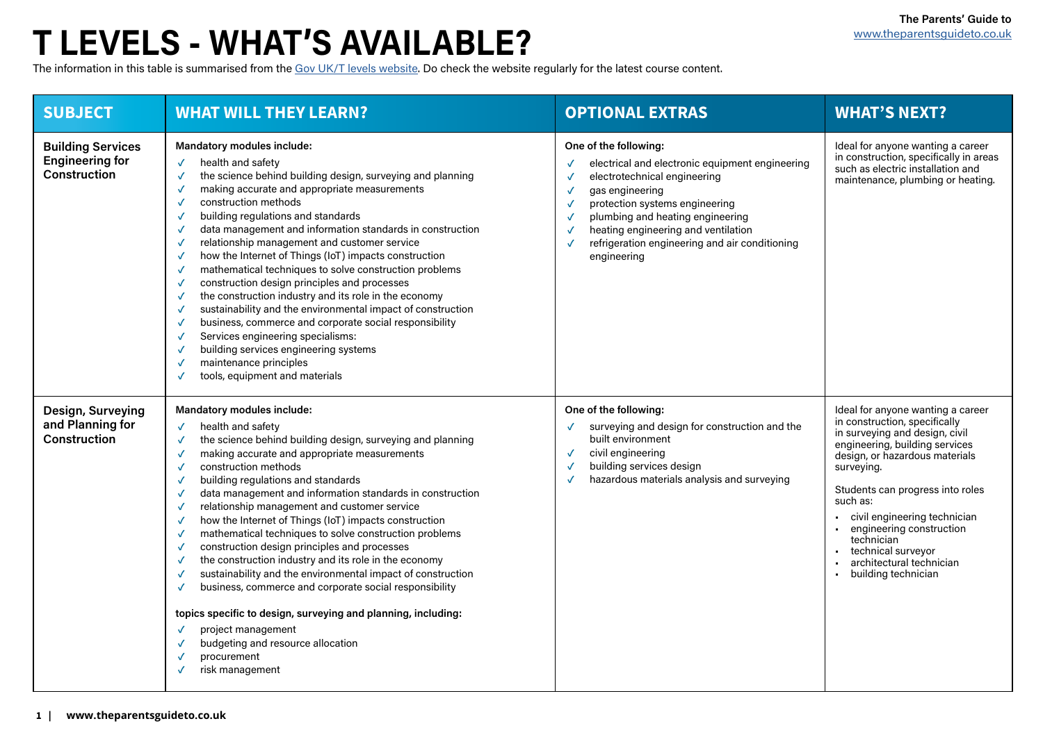The Parents' Guide to
www.theparentsguideto.co.uk

# T LEVELS - WHAT'S AVAILABLE?

The information in this table is summarised from the Gov UK/T levels website. Do check the website regularly for the latest course content.

| SUBJECT | WHAT WILL THEY LEARN? | OPTIONAL EXTRAS | WHAT'S NEXT? |
|---|---|---|---|
| **Building Services Engineering for Construction** | **Mandatory modules include:**<br>✓ health and safety<br>✓ the science behind building design, surveying and planning<br>✓ making accurate and appropriate measurements<br>✓ construction methods<br>✓ building regulations and standards<br>✓ data management and information standards in construction<br>✓ relationship management and customer service<br>✓ how the Internet of Things (IoT) impacts construction<br>✓ mathematical techniques to solve construction problems<br>✓ construction design principles and processes<br>✓ the construction industry and its role in the economy<br>✓ sustainability and the environmental impact of construction<br>✓ business, commerce and corporate social responsibility<br>✓ Services engineering specialisms:<br>✓ building services engineering systems<br>✓ maintenance principles<br>✓ tools, equipment and materials | **One of the following:**<br>✓ electrical and electronic equipment engineering<br>✓ electrotechnical engineering<br>✓ gas engineering<br>✓ protection systems engineering<br>✓ plumbing and heating engineering<br>✓ heating engineering and ventilation<br>✓ refrigeration engineering and air conditioning engineering | Ideal for anyone wanting a career in construction, specifically in areas such as electric installation and maintenance, plumbing or heating. |
| **Design, Surveying and Planning for Construction** | **Mandatory modules include:**<br>✓ health and safety<br>✓ the science behind building design, surveying and planning<br>✓ making accurate and appropriate measurements<br>✓ construction methods<br>✓ building regulations and standards<br>✓ data management and information standards in construction<br>✓ relationship management and customer service<br>✓ how the Internet of Things (IoT) impacts construction<br>✓ mathematical techniques to solve construction problems<br>✓ construction design principles and processes<br>✓ the construction industry and its role in the economy<br>✓ sustainability and the environmental impact of construction<br>✓ business, commerce and corporate social responsibility<br><br>**topics specific to design, surveying and planning, including:**<br>✓ project management<br>✓ budgeting and resource allocation<br>✓ procurement<br>✓ risk management | **One of the following:**<br>✓ surveying and design for construction and the built environment<br>✓ civil engineering<br>✓ building services design<br>✓ hazardous materials analysis and surveying | Ideal for anyone wanting a career in construction, specifically in surveying and design, civil engineering, building services design, or hazardous materials surveying.<br><br>Students can progress into roles such as:<br>• civil engineering technician<br>• engineering construction technician<br>• technical surveyor<br>• architectural technician<br>• building technician |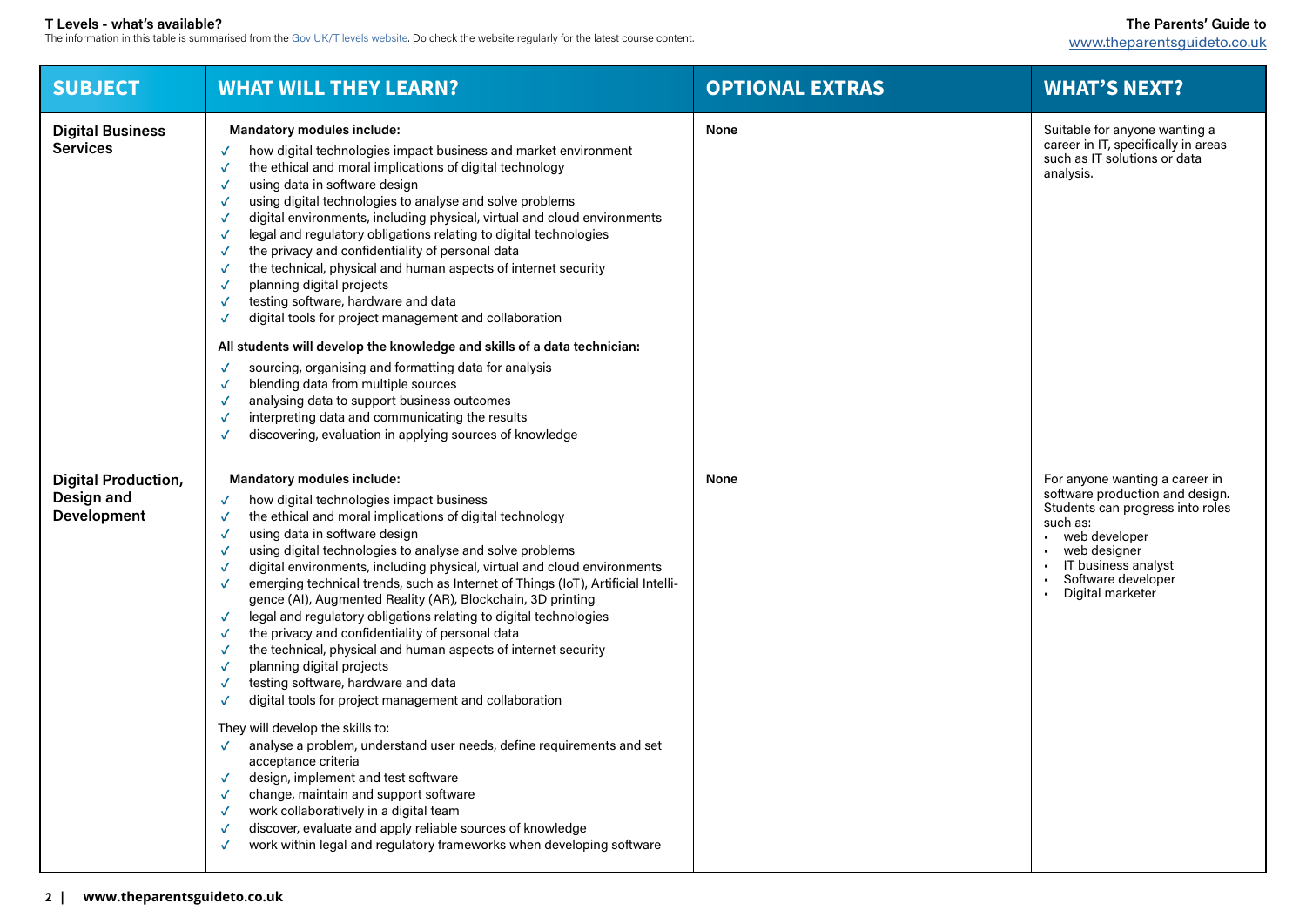**T Levels - what's available?**

The information in this table is summarised from the Gov UK/T levels website. Do check the website regularly for the latest course content.

| SUBJECT | WHAT WILL THEY LEARN? | OPTIONAL EXTRAS | WHAT'S NEXT? |
|---|---|---|---|
| **Digital Business Services** | **Mandatory modules include:**<br>✓ how digital technologies impact business and market environment<br>✓ the ethical and moral implications of digital technology<br>✓ using data in software design<br>✓ using digital technologies to analyse and solve problems<br>✓ digital environments, including physical, virtual and cloud environments<br>✓ legal and regulatory obligations relating to digital technologies<br>✓ the privacy and confidentiality of personal data<br>✓ the technical, physical and human aspects of internet security<br>✓ planning digital projects<br>✓ testing software, hardware and data<br>✓ digital tools for project management and collaboration<br>**All students will develop the knowledge and skills of a data technician:**<br>✓ sourcing, organising and formatting data for analysis<br>✓ blending data from multiple sources<br>✓ analysing data to support business outcomes<br>✓ interpreting data and communicating the results<br>✓ discovering, evaluation in applying sources of knowledge | **None** | Suitable for anyone wanting a career in IT, specifically in areas such as IT solutions or data analysis. |
| **Digital Production, Design and Development** | **Mandatory modules include:**<br>✓ how digital technologies impact business<br>✓ the ethical and moral implications of digital technology<br>✓ using data in software design<br>✓ using digital technologies to analyse and solve problems<br>✓ digital environments, including physical, virtual and cloud environments<br>✓ emerging technical trends, such as Internet of Things (IoT), Artificial Intelligence (AI), Augmented Reality (AR), Blockchain, 3D printing<br>✓ legal and regulatory obligations relating to digital technologies<br>✓ the privacy and confidentiality of personal data<br>✓ the technical, physical and human aspects of internet security<br>✓ planning digital projects<br>✓ testing software, hardware and data<br>✓ digital tools for project management and collaboration<br>They will develop the skills to:<br>✓ analyse a problem, understand user needs, define requirements and set acceptance criteria<br>✓ design, implement and test software<br>✓ change, maintain and support software<br>✓ work collaboratively in a digital team<br>✓ discover, evaluate and apply reliable sources of knowledge<br>✓ work within legal and regulatory frameworks when developing software | **None** | For anyone wanting a career in software production and design. Students can progress into roles such as:<br>• web developer<br>• web designer<br>• IT business analyst<br>• Software developer<br>• Digital marketer |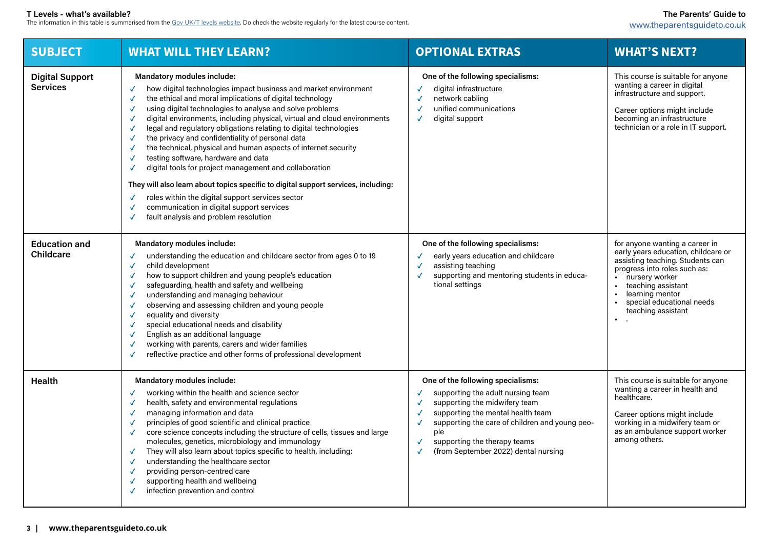**T Levels - what's available?**
The information in this table is summarised from the Gov UK/T levels website. Do check the website regularly for the latest course content.

| SUBJECT | WHAT WILL THEY LEARN? | OPTIONAL EXTRAS | WHAT'S NEXT? |
|---|---|---|---|
| **Digital Support Services** | **Mandatory modules include:**<br>✓ how digital technologies impact business and market environment<br>✓ the ethical and moral implications of digital technology<br>✓ using digital technologies to analyse and solve problems<br>✓ digital environments, including physical, virtual and cloud environments<br>✓ legal and regulatory obligations relating to digital technologies<br>✓ the privacy and confidentiality of personal data<br>✓ the technical, physical and human aspects of internet security<br>✓ testing software, hardware and data<br>✓ digital tools for project management and collaboration<br>**They will also learn about topics specific to digital support services, including:**<br>✓ roles within the digital support services sector<br>✓ communication in digital support services<br>✓ fault analysis and problem resolution | **One of the following specialisms:**<br>✓ digital infrastructure<br>✓ network cabling<br>✓ unified communications<br>✓ digital support | This course is suitable for anyone wanting a career in digital infrastructure and support.<br>Career options might include becoming an infrastructure technician or a role in IT support. |
| **Education and Childcare** | **Mandatory modules include:**<br>✓ understanding the education and childcare sector from ages 0 to 19<br>✓ child development<br>✓ how to support children and young people's education<br>✓ safeguarding, health and safety and wellbeing<br>✓ understanding and managing behaviour<br>✓ observing and assessing children and young people<br>✓ equality and diversity<br>✓ special educational needs and disability<br>✓ English as an additional language<br>✓ working with parents, carers and wider families<br>✓ reflective practice and other forms of professional development | **One of the following specialisms:**<br>✓ early years education and childcare<br>✓ assisting teaching<br>✓ supporting and mentoring students in educational settings | for anyone wanting a career in early years education, childcare or assisting teaching. Students can progress into roles such as:<br>• nursery worker<br>• teaching assistant<br>• learning mentor<br>• special educational needs teaching assistant<br>• . |
| **Health** | **Mandatory modules include:**<br>✓ working within the health and science sector<br>✓ health, safety and environmental regulations<br>✓ managing information and data<br>✓ principles of good scientific and clinical practice<br>✓ core science concepts including the structure of cells, tissues and large molecules, genetics, microbiology and immunology<br>✓ They will also learn about topics specific to health, including:<br>✓ understanding the healthcare sector<br>✓ providing person-centred care<br>✓ supporting health and wellbeing<br>✓ infection prevention and control | **One of the following specialisms:**<br>✓ supporting the adult nursing team<br>✓ supporting the midwifery team<br>✓ supporting the mental health team<br>✓ supporting the care of children and young people<br>✓ supporting the therapy teams<br>✓ (from September 2022) dental nursing | This course is suitable for anyone wanting a career in health and healthcare.<br>Career options might include working in a midwifery team or as an ambulance support worker among others. |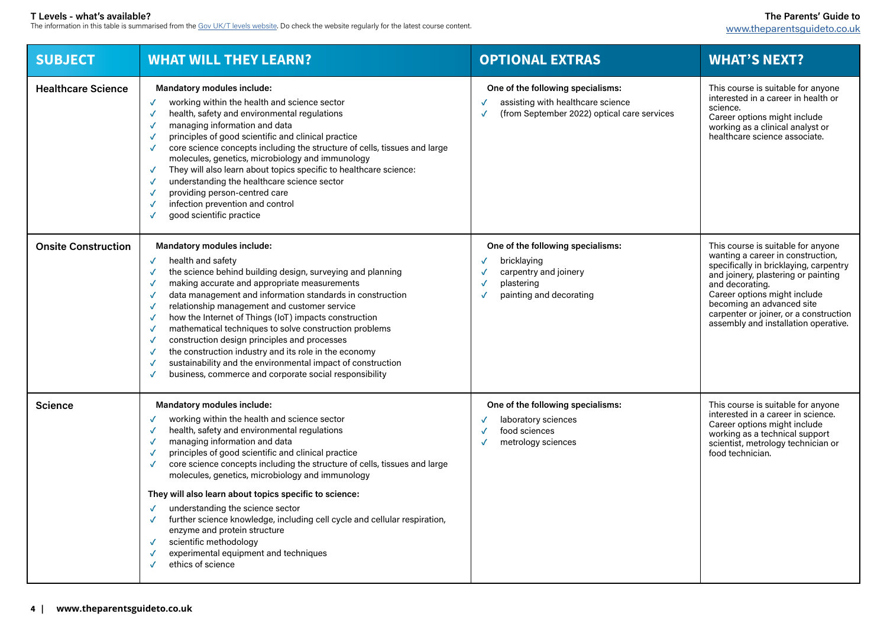**T Levels - what's available?**

The information in this table is summarised from the Gov UK/T levels website. Do check the website regularly for the latest course content.

| SUBJECT | WHAT WILL THEY LEARN? | OPTIONAL EXTRAS | WHAT'S NEXT? |
|---|---|---|---|
| **Healthcare Science** | **Mandatory modules include:**<br>✓ working within the health and science sector<br>✓ health, safety and environmental regulations<br>✓ managing information and data<br>✓ principles of good scientific and clinical practice<br>✓ core science concepts including the structure of cells, tissues and large molecules, genetics, microbiology and immunology<br>✓ They will also learn about topics specific to healthcare science:<br>✓ understanding the healthcare science sector<br>✓ providing person-centred care<br>✓ infection prevention and control<br>✓ good scientific practice | **One of the following specialisms:**<br>✓ assisting with healthcare science<br>✓ (from September 2022) optical care services | This course is suitable for anyone interested in a career in health or science.<br>Career options might include working as a clinical analyst or healthcare science associate. |
| **Onsite Construction** | **Mandatory modules include:**<br>✓ health and safety<br>✓ the science behind building design, surveying and planning<br>✓ making accurate and appropriate measurements<br>✓ data management and information standards in construction<br>✓ relationship management and customer service<br>✓ how the Internet of Things (IoT) impacts construction<br>✓ mathematical techniques to solve construction problems<br>✓ construction design principles and processes<br>✓ the construction industry and its role in the economy<br>✓ sustainability and the environmental impact of construction<br>✓ business, commerce and corporate social responsibility | **One of the following specialisms:**<br>✓ bricklaying<br>✓ carpentry and joinery<br>✓ plastering<br>✓ painting and decorating | This course is suitable for anyone wanting a career in construction, specifically in bricklaying, carpentry and joinery, plastering or painting and decorating.<br>Career options might include becoming an advanced site carpenter or joiner, or a construction assembly and installation operative. |
| **Science** | **Mandatory modules include:**<br>✓ working within the health and science sector<br>✓ health, safety and environmental regulations<br>✓ managing information and data<br>✓ principles of good scientific and clinical practice<br>✓ core science concepts including the structure of cells, tissues and large molecules, genetics, microbiology and immunology<br>**They will also learn about topics specific to science:**<br>✓ understanding the science sector<br>✓ further science knowledge, including cell cycle and cellular respiration, enzyme and protein structure<br>✓ scientific methodology<br>✓ experimental equipment and techniques<br>✓ ethics of science | **One of the following specialisms:**<br>✓ laboratory sciences<br>✓ food sciences<br>✓ metrology sciences | This course is suitable for anyone interested in a career in science.<br>Career options might include working as a technical support scientist, metrology technician or food technician. |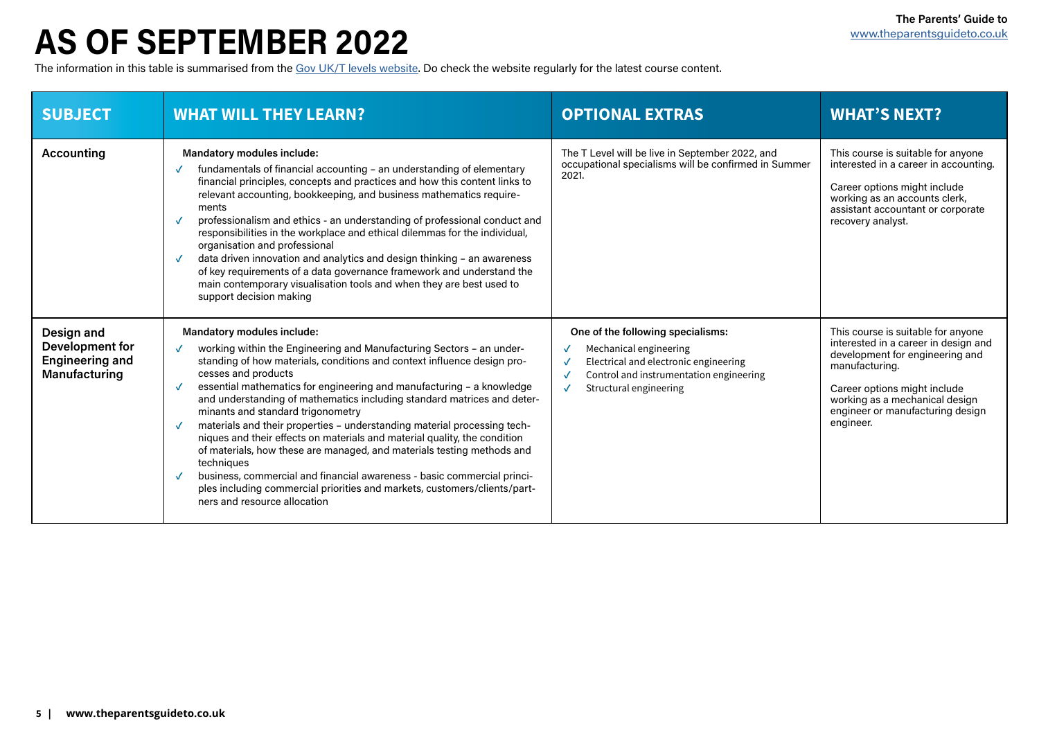# AS OF SEPTEMBER 2022

The information in this table is summarised from the Gov UK/T levels website. Do check the website regularly for the latest course content.

| SUBJECT | WHAT WILL THEY LEARN? | OPTIONAL EXTRAS | WHAT'S NEXT? |
|---|---|---|---|
| **Accounting** | **Mandatory modules include:**<br>✓ fundamentals of financial accounting – an understanding of elementary financial principles, concepts and practices and how this content links to relevant accounting, bookkeeping, and business mathematics requirements<br>✓ professionalism and ethics - an understanding of professional conduct and responsibilities in the workplace and ethical dilemmas for the individual, organisation and professional<br>✓ data driven innovation and analytics and design thinking – an awareness of key requirements of a data governance framework and understand the main contemporary visualisation tools and when they are best used to support decision making | The T Level will be live in September 2022, and occupational specialisms will be confirmed in Summer 2021. | This course is suitable for anyone interested in a career in accounting.<br><br>Career options might include working as an accounts clerk, assistant accountant or corporate recovery analyst. |
| **Design and Development for Engineering and Manufacturing** | **Mandatory modules include:**<br>✓ working within the Engineering and Manufacturing Sectors – an understanding of how materials, conditions and context influence design processes and products<br>✓ essential mathematics for engineering and manufacturing – a knowledge and understanding of mathematics including standard matrices and determinants and standard trigonometry<br>✓ materials and their properties – understanding material processing techniques and their effects on materials and material quality, the condition of materials, how these are managed, and materials testing methods and techniques<br>✓ business, commercial and financial awareness - basic commercial principles including commercial priorities and markets, customers/clients/partners and resource allocation | **One of the following specialisms:**<br>✓ Mechanical engineering<br>✓ Electrical and electronic engineering<br>✓ Control and instrumentation engineering<br>✓ Structural engineering | This course is suitable for anyone interested in a career in design and development for engineering and manufacturing.<br><br>Career options might include working as a mechanical design engineer or manufacturing design engineer. |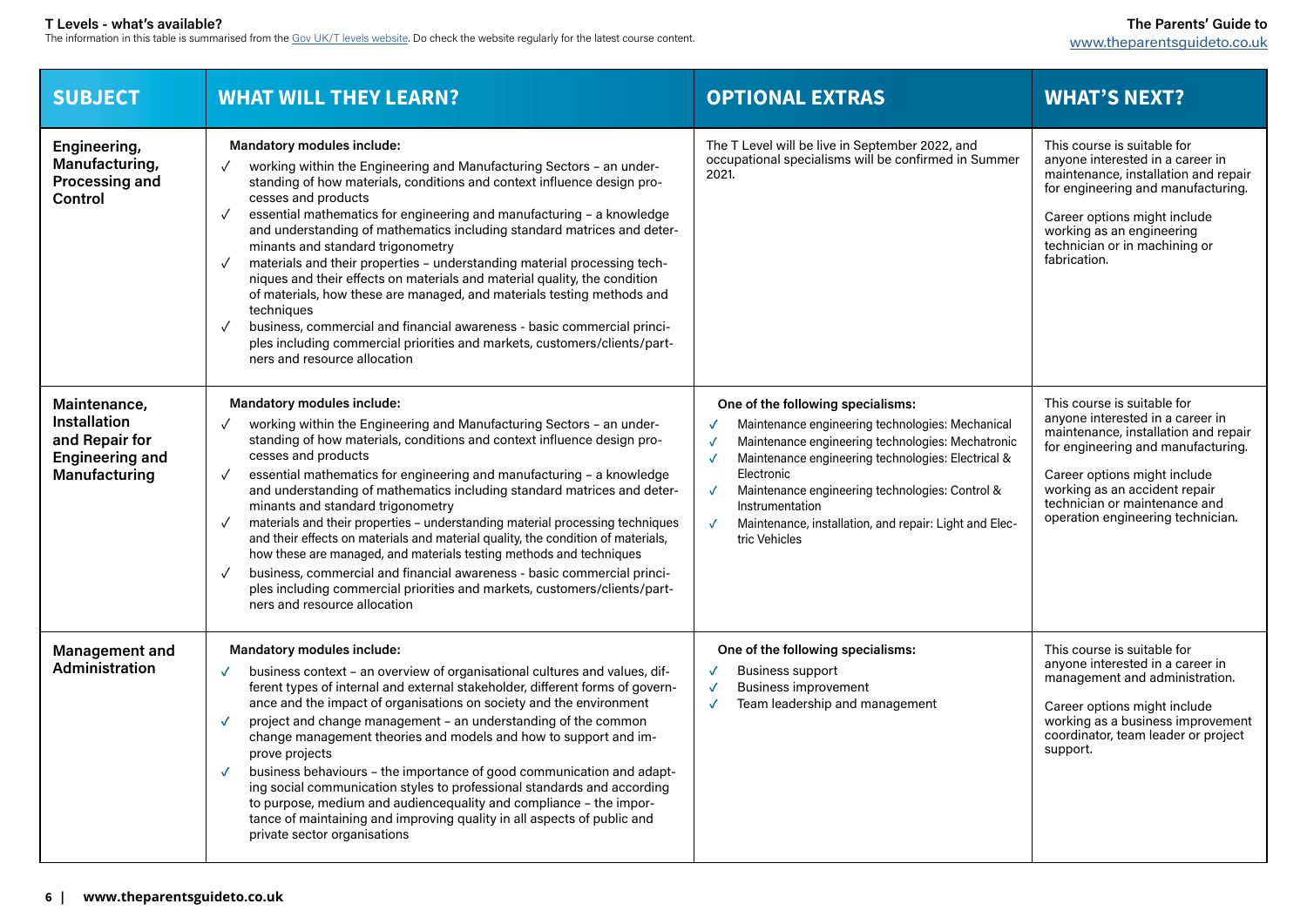**T Levels - what's available?**

The information in this table is summarised from the Gov UK/T levels website. Do check the website regularly for the latest course content.

**The Parents' Guide to**
www.theparentsguideto.co.uk

| SUBJECT | WHAT WILL THEY LEARN? | OPTIONAL EXTRAS | WHAT'S NEXT? |
|---|---|---|---|
| **Engineering, Manufacturing, Processing and Control** | **Mandatory modules include:**<br>✓ working within the Engineering and Manufacturing Sectors – an understanding of how materials, conditions and context influence design processes and products<br>✓ essential mathematics for engineering and manufacturing – a knowledge and understanding of mathematics including standard matrices and determinants and standard trigonometry<br>✓ materials and their properties – understanding material processing techniques and their effects on materials and material quality, the condition of materials, how these are managed, and materials testing methods and techniques<br>✓ business, commercial and financial awareness - basic commercial principles including commercial priorities and markets, customers/clients/partners and resource allocation | The T Level will be live in September 2022, and occupational specialisms will be confirmed in Summer 2021. | This course is suitable for anyone interested in a career in maintenance, installation and repair for engineering and manufacturing.<br><br>Career options might include working as an engineering technician or in machining or fabrication. |
| **Maintenance, Installation and Repair for Engineering and Manufacturing** | **Mandatory modules include:**<br>✓ working within the Engineering and Manufacturing Sectors – an understanding of how materials, conditions and context influence design processes and products<br>✓ essential mathematics for engineering and manufacturing – a knowledge and understanding of mathematics including standard matrices and determinants and standard trigonometry<br>✓ materials and their properties – understanding material processing techniques and their effects on materials and material quality, the condition of materials, how these are managed, and materials testing methods and techniques<br>✓ business, commercial and financial awareness - basic commercial principles including commercial priorities and markets, customers/clients/partners and resource allocation | **One of the following specialisms:**<br>✓ Maintenance engineering technologies: Mechanical<br>✓ Maintenance engineering technologies: Mechatronic<br>✓ Maintenance engineering technologies: Electrical & Electronic<br>✓ Maintenance engineering technologies: Control & Instrumentation<br>✓ Maintenance, installation, and repair: Light and Electric Vehicles | This course is suitable for anyone interested in a career in maintenance, installation and repair for engineering and manufacturing.<br><br>Career options might include working as an accident repair technician or maintenance and operation engineering technician. |
| **Management and Administration** | **Mandatory modules include:**<br>✓ business context – an overview of organisational cultures and values, different types of internal and external stakeholder, different forms of governance and the impact of organisations on society and the environment<br>✓ project and change management – an understanding of the common change management theories and models and how to support and improve projects<br>✓ business behaviours – the importance of good communication and adapting social communication styles to professional standards and according to purpose, medium and audiencequality and compliance – the importance of maintaining and improving quality in all aspects of public and private sector organisations | **One of the following specialisms:**<br>✓ Business support<br>✓ Business improvement<br>✓ Team leadership and management | This course is suitable for anyone interested in a career in management and administration.<br><br>Career options might include working as a business improvement coordinator, team leader or project support. |